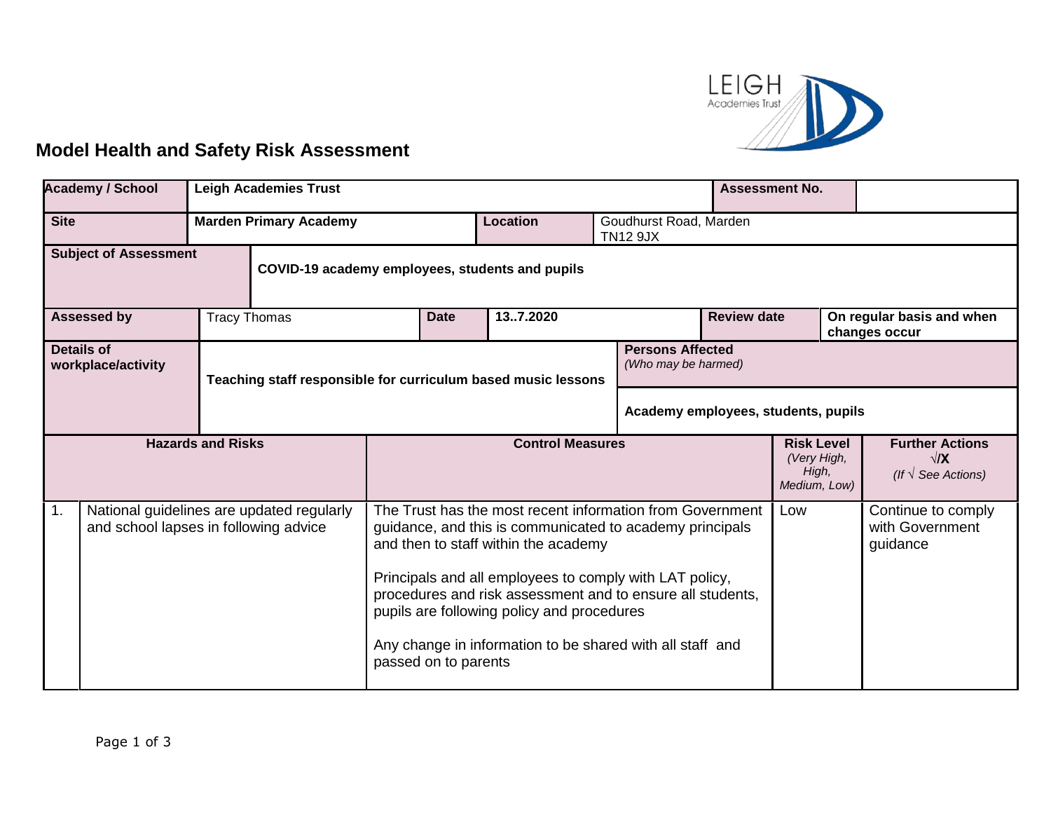# Model Health and Safety Risk Assessment

| **Academy / School** | **Leigh Academies Trust** | | | **Assessment No.** | |
|---|---|---|---|---|---|
| **Site** | **Marden Primary Academy** | **Location** | Goudhurst Road, Marden TN12 9JX | | |
| **Subject of Assessment** | **COVID-19 academy employees, students and pupils** | | | | |
| **Assessed by** | Tracy Thomas | **Date** | **13..7.2020** | **Review date** | **On regular basis and when changes occur** |
| **Details of workplace/activity** | **Teaching staff responsible for curriculum based music lessons** | | | **Persons Affected** *(Who may be harmed)* | **Academy employees, students, pupils** |

| | **Hazards and Risks** | **Control Measures** | **Risk Level** *(Very High, High, Medium, Low)* | **Further Actions** **√/X** *(If √ See Actions)* |
|---|---|---|---|---|
| 1. | National guidelines are updated regularly and school lapses in following advice | The Trust has the most recent information from Government guidance, and this is communicated to academy principals and then to staff within the academy<br><br>Principals and all employees to comply with LAT policy, procedures and risk assessment and to ensure all students, pupils are following policy and procedures<br><br>Any change in information to be shared with all staff and passed on to parents | Low | Continue to comply with Government guidance |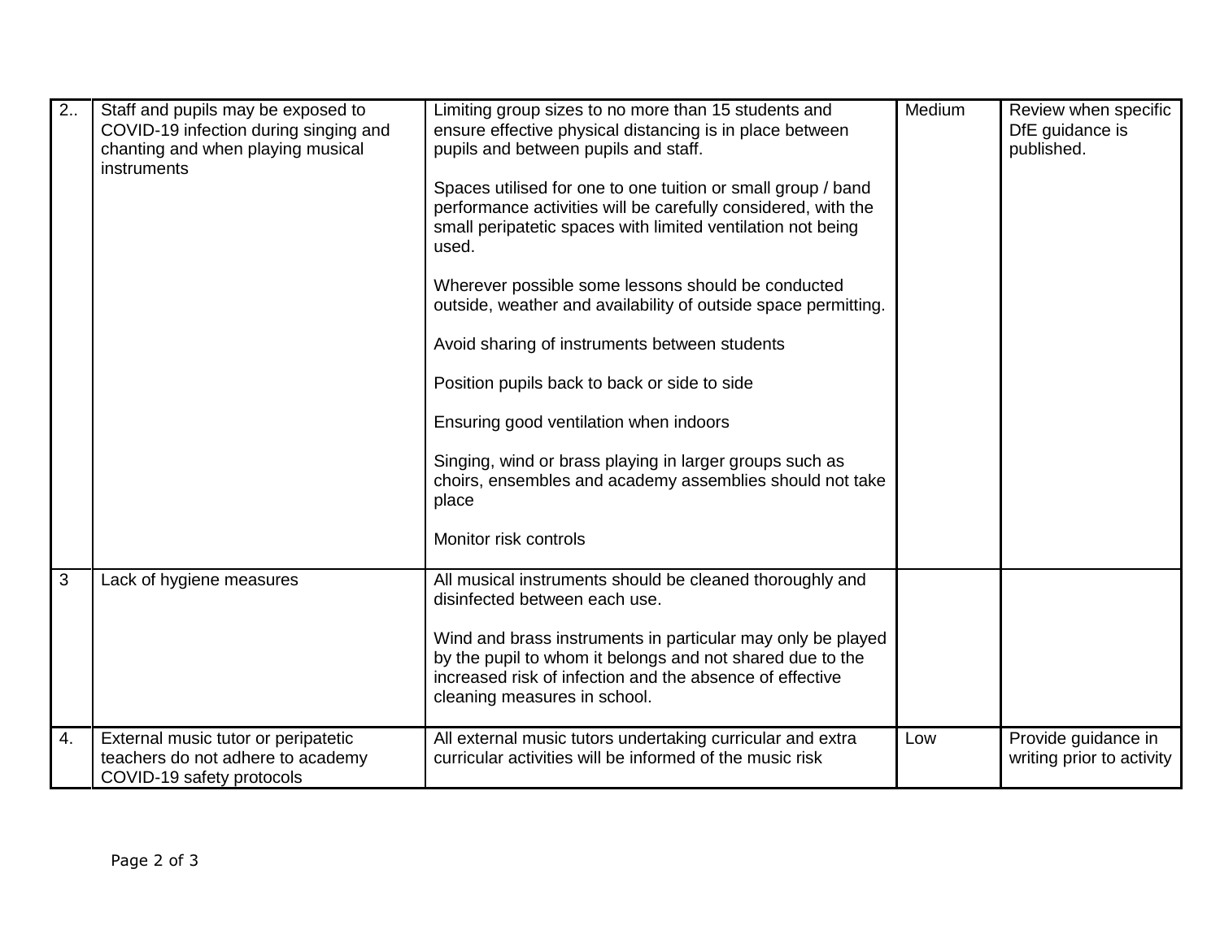| 2.. | Staff and pupils may be exposed to COVID-19 infection during singing and chanting and when playing musical instruments | Limiting group sizes to no more than 15 students and ensure effective physical distancing is in place between pupils and between pupils and staff.<br><br>Spaces utilised for one to one tuition or small group / band performance activities will be carefully considered, with the small peripatetic spaces with limited ventilation not being used.<br><br>Wherever possible some lessons should be conducted outside, weather and availability of outside space permitting.<br><br>Avoid sharing of instruments between students<br><br>Position pupils back to back or side to side<br><br>Ensuring good ventilation when indoors<br><br>Singing, wind or brass playing in larger groups such as choirs, ensembles and academy assemblies should not take place<br><br>Monitor risk controls | Medium | Review when specific DfE guidance is published. |
|---|---|---|---|---|
| 3 | Lack of hygiene measures | All musical instruments should be cleaned thoroughly and disinfected between each use.<br><br>Wind and brass instruments in particular may only be played by the pupil to whom it belongs and not shared due to the increased risk of infection and the absence of effective cleaning measures in school. | | |
| 4. | External music tutor or peripatetic teachers do not adhere to academy COVID-19 safety protocols | All external music tutors undertaking curricular and extra curricular activities will be informed of the music risk | Low | Provide guidance in writing prior to activity |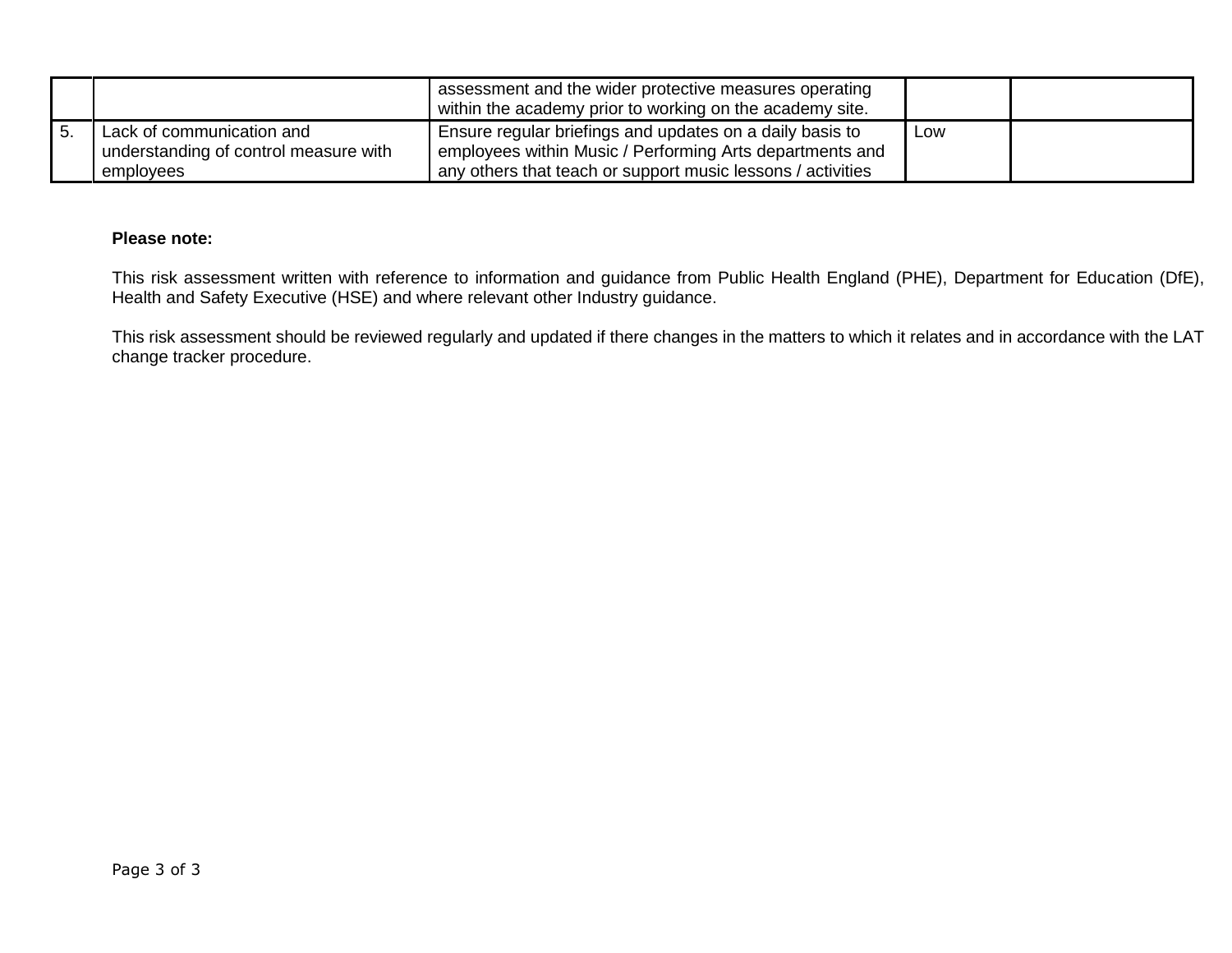| | | | | |
|---|---|---|---|---|
| | | assessment and the wider protective measures operating within the academy prior to working on the academy site. | | |
| 5. | Lack of communication and understanding of control measure with employees | Ensure regular briefings and updates on a daily basis to employees within Music / Performing Arts departments and any others that teach or support music lessons / activities | Low | |

**Please note:**

This risk assessment written with reference to information and guidance from Public Health England (PHE), Department for Education (DfE), Health and Safety Executive (HSE) and where relevant other Industry guidance.

This risk assessment should be reviewed regularly and updated if there changes in the matters to which it relates and in accordance with the LAT change tracker procedure.